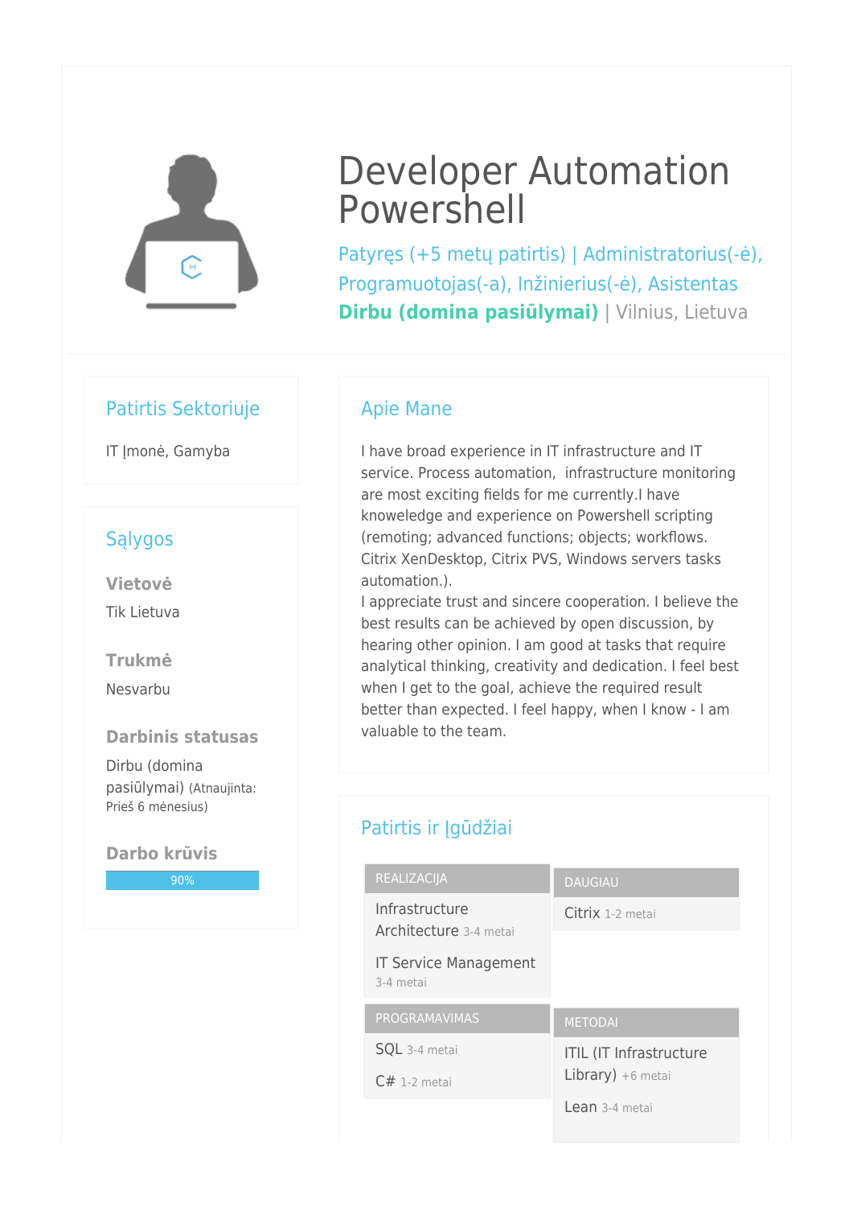# Developer Automation Powershell

Patyręs (+5 metų patirtis) | Administratorius(-ė), Programuotojas(-a), Inžinierius(-ė), Asistentas

**Dirbu (domina pasiūlymai)** | Vilnius, Lietuva

## Patirtis Sektoriuje

IT Įmonė, Gamyba

## Sąlygos

### Vietovė

Tik Lietuva

### Trukmė

Nesvarbu

### Darbinis statusas

Dirbu (domina pasiūlymai) (Atnaujinta: Prieš 6 mėnesius)

### Darbo krūvis

90%

## Apie Mane

I have broad experience in IT infrastructure and IT service. Process automation, infrastructure monitoring are most exciting fields for me currently.I have knoweledge and experience on Powershell scripting (remoting; advanced functions; objects; workflows. Citrix XenDesktop, Citrix PVS, Windows servers tasks automation.).
I appreciate trust and sincere cooperation. I believe the best results can be achieved by open discussion, by hearing other opinion. I am good at tasks that require analytical thinking, creativity and dedication. I feel best when I get to the goal, achieve the required result better than expected. I feel happy, when I know - I am valuable to the team.

## Patirtis ir Įgūdžiai

### REALIZACIJA

- Infrastructure Architecture 3-4 metai
- IT Service Management 3-4 metai

### DAUGIAU

- Citrix 1-2 metai

### PROGRAMAVIMAS

- SQL 3-4 metai
- C# 1-2 metai

### METODAI

- ITIL (IT Infrastructure Library) +6 metai
- Lean 3-4 metai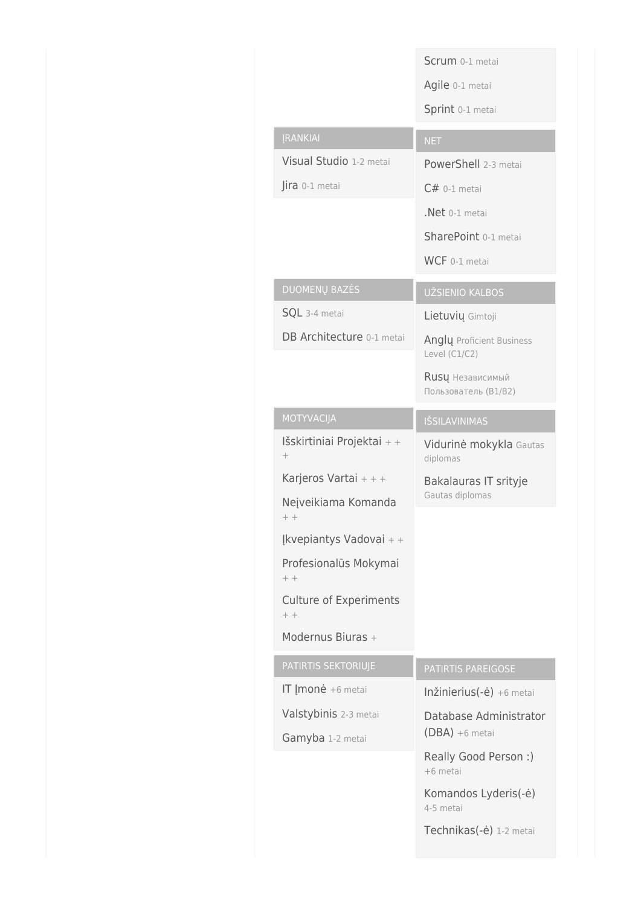Scrum 0-1 metai

Agile 0-1 metai

Sprint 0-1 metai

## ĮRANKIAI

Visual Studio 1-2 metai

Jira 0-1 metai

## NET

PowerShell 2-3 metai

C# 0-1 metai

.Net 0-1 metai

SharePoint 0-1 metai

WCF 0-1 metai

## DUOMENŲ BAZĖS

SQL 3-4 metai

DB Architecture 0-1 metai

## UŽSIENIO KALBOS

Lietuvių Gimtoji

Anglų Proficient Business Level (C1/C2)

Rusų Независимый Пользователь (B1/B2)

## MOTYVACIJA

Išskirtiniai Projektai + + +

Karjeros Vartai + + +

Neįveikiama Komanda + +

Įkvepiantys Vadovai + +

Profesionalūs Mokymai + +

Culture of Experiments + +

Modernus Biuras +

## IŠSILAVINIMAS

Vidurinė mokykla Gautas diplomas

Bakalauras IT srityje Gautas diplomas

## PATIRTIS SEKTORIUJE

IT Įmonė +6 metai

Valstybinis 2-3 metai

Gamyba 1-2 metai

## PATIRTIS PAREIGOSE

Inžinierius(-ė) +6 metai

Database Administrator (DBA) +6 metai

Really Good Person :) +6 metai

Komandos Lyderis(-ė) 4-5 metai

Technikas(-ė) 1-2 metai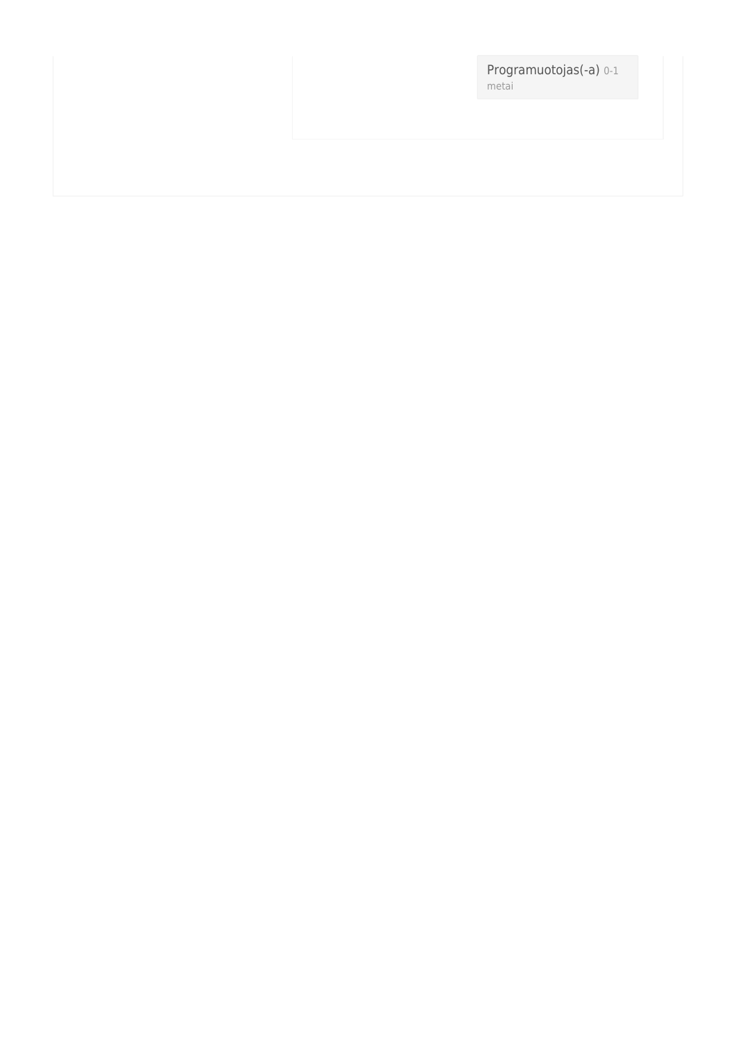Programuotojas(-a) 0-1 metai